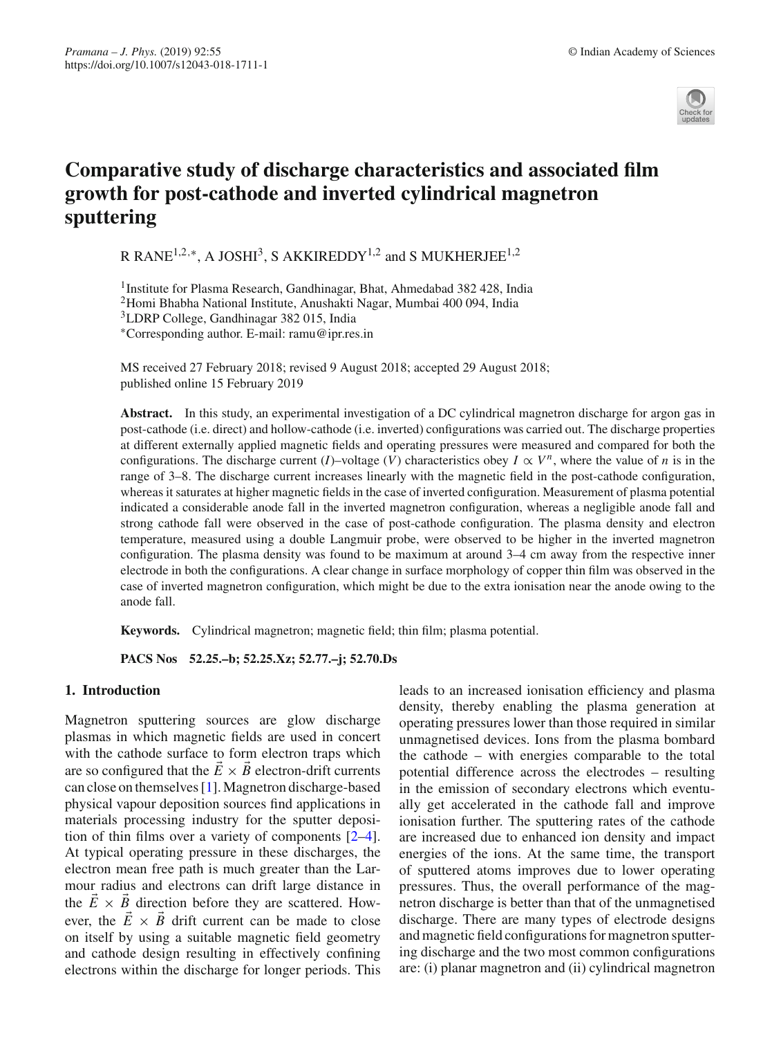# Comparative study of discharge characteristics and associated film growth for post-cathode and inverted cylindrical magnetron sputtering

R RANE[1,2,*], A JOSHI[3], S AKKIREDDY[1,2] and S MUKHERJEE[1,2]

[1]Institute for Plasma Research, Gandhinagar, Bhat, Ahmedabad 382 428, India
[2]Homi Bhabha National Institute, Anushakti Nagar, Mumbai 400 094, India
[3]LDRP College, Gandhinagar 382 015, India
*Corresponding author. E-mail: ramu@ipr.res.in

MS received 27 February 2018; revised 9 August 2018; accepted 29 August 2018; published online 15 February 2019

**Abstract.** In this study, an experimental investigation of a DC cylindrical magnetron discharge for argon gas in post-cathode (i.e. direct) and hollow-cathode (i.e. inverted) configurations was carried out. The discharge properties at different externally applied magnetic fields and operating pressures were measured and compared for both the configurations. The discharge current ($I$)–voltage ($V$) characteristics obey $I \propto V^n$, where the value of $n$ is in the range of 3–8. The discharge current increases linearly with the magnetic field in the post-cathode configuration, whereas it saturates at higher magnetic fields in the case of inverted configuration. Measurement of plasma potential indicated a considerable anode fall in the inverted magnetron configuration, whereas a negligible anode fall and strong cathode fall were observed in the case of post-cathode configuration. The plasma density and electron temperature, measured using a double Langmuir probe, were observed to be higher in the inverted magnetron configuration. The plasma density was found to be maximum at around 3–4 cm away from the respective inner electrode in both the configurations. A clear change in surface morphology of copper thin film was observed in the case of inverted magnetron configuration, which might be due to the extra ionisation near the anode owing to the anode fall.

**Keywords.** Cylindrical magnetron; magnetic field; thin film; plasma potential.

**PACS Nos** 52.25.–b; 52.25.Xz; 52.77.–j; 52.70.Ds

## 1. Introduction

Magnetron sputtering sources are glow discharge plasmas in which magnetic fields are used in concert with the cathode surface to form electron traps which are so configured that the $\vec{E} \times \vec{B}$ electron-drift currents can close on themselves [1]. Magnetron discharge-based physical vapour deposition sources find applications in materials processing industry for the sputter deposition of thin films over a variety of components [2–4]. At typical operating pressure in these discharges, the electron mean free path is much greater than the Larmour radius and electrons can drift large distance in the $\vec{E} \times \vec{B}$ direction before they are scattered. However, the $\vec{E} \times \vec{B}$ drift current can be made to close on itself by using a suitable magnetic field geometry and cathode design resulting in effectively confining electrons within the discharge for longer periods. This leads to an increased ionisation efficiency and plasma density, thereby enabling the plasma generation at operating pressures lower than those required in similar unmagnetised devices. Ions from the plasma bombard the cathode – with energies comparable to the total potential difference across the electrodes – resulting in the emission of secondary electrons which eventually get accelerated in the cathode fall and improve ionisation further. The sputtering rates of the cathode are increased due to enhanced ion density and impact energies of the ions. At the same time, the transport of sputtered atoms improves due to lower operating pressures. Thus, the overall performance of the magnetron discharge is better than that of the unmagnetised discharge. There are many types of electrode designs and magnetic field configurations for magnetron sputtering discharge and the two most common configurations are: (i) planar magnetron and (ii) cylindrical magnetron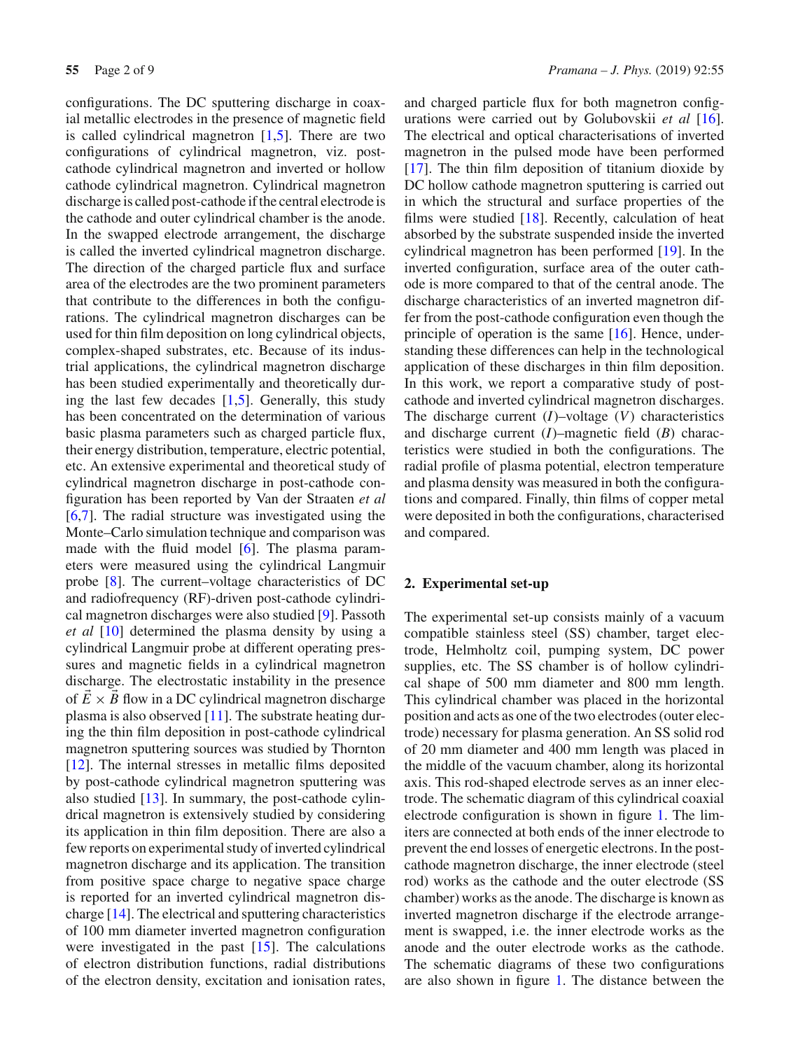configurations. The DC sputtering discharge in coaxial metallic electrodes in the presence of magnetic field is called cylindrical magnetron [1,5]. There are two configurations of cylindrical magnetron, viz. post-cathode cylindrical magnetron and inverted or hollow cathode cylindrical magnetron. Cylindrical magnetron discharge is called post-cathode if the central electrode is the cathode and outer cylindrical chamber is the anode. In the swapped electrode arrangement, the discharge is called the inverted cylindrical magnetron discharge. The direction of the charged particle flux and surface area of the electrodes are the two prominent parameters that contribute to the differences in both the configurations. The cylindrical magnetron discharges can be used for thin film deposition on long cylindrical objects, complex-shaped substrates, etc. Because of its industrial applications, the cylindrical magnetron discharge has been studied experimentally and theoretically during the last few decades [1,5]. Generally, this study has been concentrated on the determination of various basic plasma parameters such as charged particle flux, their energy distribution, temperature, electric potential, etc. An extensive experimental and theoretical study of cylindrical magnetron discharge in post-cathode configuration has been reported by Van der Straaten *et al* [6,7]. The radial structure was investigated using the Monte–Carlo simulation technique and comparison was made with the fluid model [6]. The plasma parameters were measured using the cylindrical Langmuir probe [8]. The current–voltage characteristics of DC and radiofrequency (RF)-driven post-cathode cylindrical magnetron discharges were also studied [9]. Passoth *et al* [10] determined the plasma density by using a cylindrical Langmuir probe at different operating pressures and magnetic fields in a cylindrical magnetron discharge. The electrostatic instability in the presence of $\vec{E} \times \vec{B}$ flow in a DC cylindrical magnetron discharge plasma is also observed [11]. The substrate heating during the thin film deposition in post-cathode cylindrical magnetron sputtering sources was studied by Thornton [12]. The internal stresses in metallic films deposited by post-cathode cylindrical magnetron sputtering was also studied [13]. In summary, the post-cathode cylindrical magnetron is extensively studied by considering its application in thin film deposition. There are also a few reports on experimental study of inverted cylindrical magnetron discharge and its application. The transition from positive space charge to negative space charge is reported for an inverted cylindrical magnetron discharge [14]. The electrical and sputtering characteristics of 100 mm diameter inverted magnetron configuration were investigated in the past [15]. The calculations of electron distribution functions, radial distributions of the electron density, excitation and ionisation rates, and charged particle flux for both magnetron configurations were carried out by Golubovskii *et al* [16]. The electrical and optical characterisations of inverted magnetron in the pulsed mode have been performed [17]. The thin film deposition of titanium dioxide by DC hollow cathode magnetron sputtering is carried out in which the structural and surface properties of the films were studied [18]. Recently, calculation of heat absorbed by the substrate suspended inside the inverted cylindrical magnetron has been performed [19]. In the inverted configuration, surface area of the outer cathode is more compared to that of the central anode. The discharge characteristics of an inverted magnetron differ from the post-cathode configuration even though the principle of operation is the same [16]. Hence, understanding these differences can help in the technological application of these discharges in thin film deposition. In this work, we report a comparative study of post-cathode and inverted cylindrical magnetron discharges. The discharge current ($I$)–voltage ($V$) characteristics and discharge current ($I$)–magnetic field ($B$) characteristics were studied in both the configurations. The radial profile of plasma potential, electron temperature and plasma density was measured in both the configurations and compared. Finally, thin films of copper metal were deposited in both the configurations, characterised and compared.

## 2. Experimental set-up

The experimental set-up consists mainly of a vacuum compatible stainless steel (SS) chamber, target electrode, Helmholtz coil, pumping system, DC power supplies, etc. The SS chamber is of hollow cylindrical shape of 500 mm diameter and 800 mm length. This cylindrical chamber was placed in the horizontal position and acts as one of the two electrodes (outer electrode) necessary for plasma generation. An SS solid rod of 20 mm diameter and 400 mm length was placed in the middle of the vacuum chamber, along its horizontal axis. This rod-shaped electrode serves as an inner electrode. The schematic diagram of this cylindrical coaxial electrode configuration is shown in figure 1. The limiters are connected at both ends of the inner electrode to prevent the end losses of energetic electrons. In the post-cathode magnetron discharge, the inner electrode (steel rod) works as the cathode and the outer electrode (SS chamber) works as the anode. The discharge is known as inverted magnetron discharge if the electrode arrangement is swapped, i.e. the inner electrode works as the anode and the outer electrode works as the cathode. The schematic diagrams of these two configurations are also shown in figure 1. The distance between the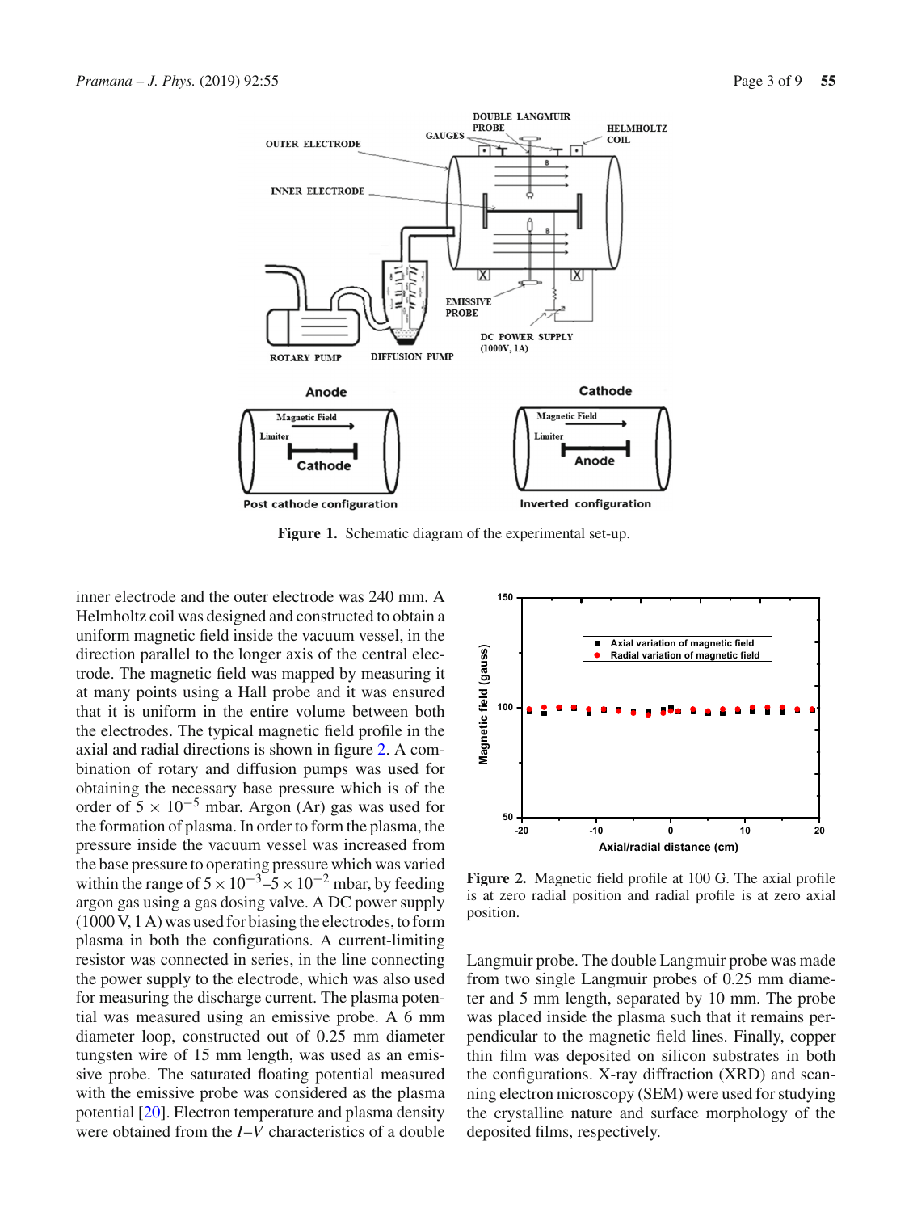Figure 1. Schematic diagram of the experimental set-up.

inner electrode and the outer electrode was 240 mm. A Helmholtz coil was designed and constructed to obtain a uniform magnetic field inside the vacuum vessel, in the direction parallel to the longer axis of the central electrode. The magnetic field was mapped by measuring it at many points using a Hall probe and it was ensured that it is uniform in the entire volume between both the electrodes. The typical magnetic field profile in the axial and radial directions is shown in figure 2. A combination of rotary and diffusion pumps was used for obtaining the necessary base pressure which is of the order of $5 \times 10^{-5}$ mbar. Argon (Ar) gas was used for the formation of plasma. In order to form the plasma, the pressure inside the vacuum vessel was increased from the base pressure to operating pressure which was varied within the range of $5 \times 10^{-3}$–$5 \times 10^{-2}$ mbar, by feeding argon gas using a gas dosing valve. A DC power supply (1000 V, 1 A) was used for biasing the electrodes, to form plasma in both the configurations. A current-limiting resistor was connected in series, in the line connecting the power supply to the electrode, which was also used for measuring the discharge current. The plasma potential was measured using an emissive probe. A 6 mm diameter loop, constructed out of 0.25 mm diameter tungsten wire of 15 mm length, was used as an emissive probe. The saturated floating potential measured with the emissive probe was considered as the plasma potential [20]. Electron temperature and plasma density were obtained from the *I*–*V* characteristics of a double Langmuir probe. The double Langmuir probe was made from two single Langmuir probes of 0.25 mm diameter and 5 mm length, separated by 10 mm. The probe was placed inside the plasma such that it remains perpendicular to the magnetic field lines. Finally, copper thin film was deposited on silicon substrates in both the configurations. X-ray diffraction (XRD) and scanning electron microscopy (SEM) were used for studying the crystalline nature and surface morphology of the deposited films, respectively.

Figure 2. Magnetic field profile at 100 G. The axial profile is at zero radial position and radial profile is at zero axial position.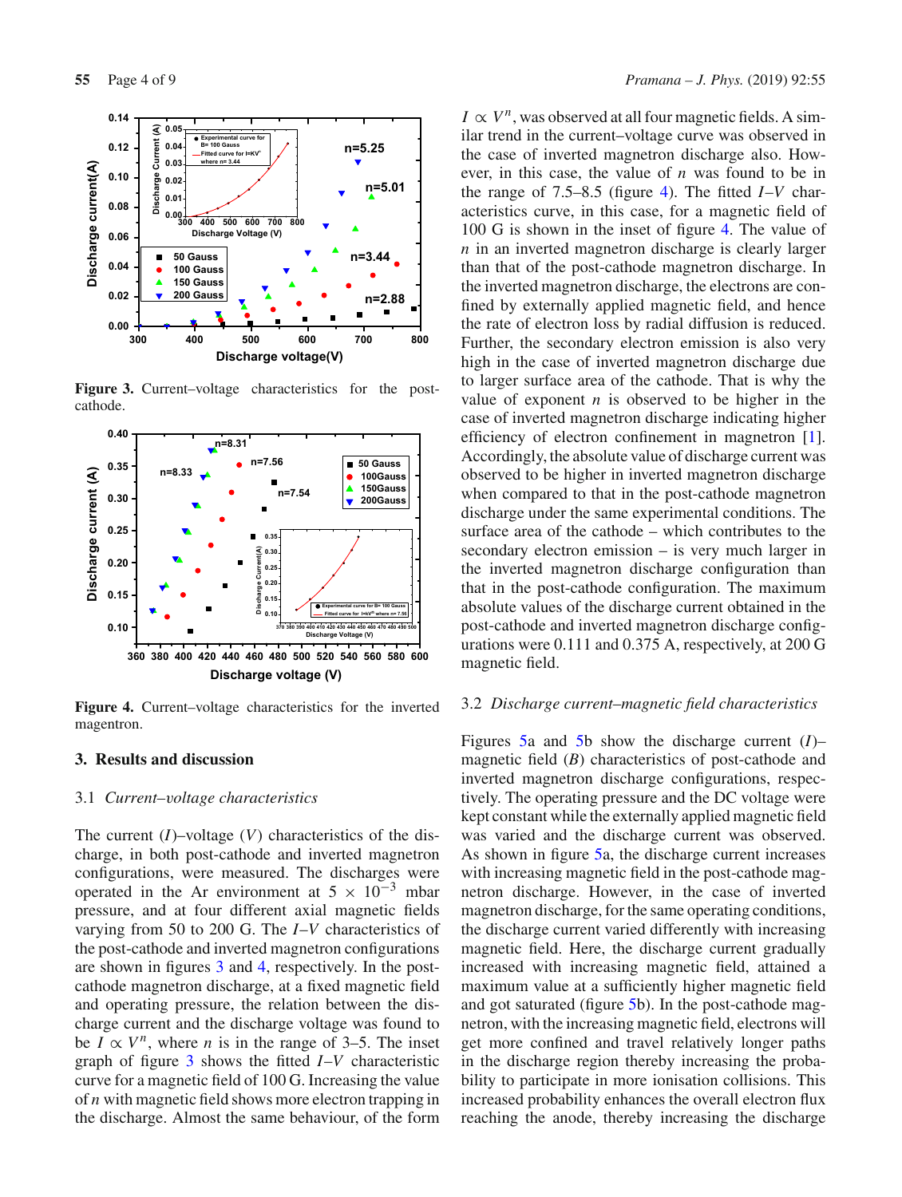Figure 3. Current–voltage characteristics for the post-cathode.

Figure 4. Current–voltage characteristics for the inverted magentron.

## 3. Results and discussion

### 3.1 *Current–voltage characteristics*

The current ($I$)–voltage ($V$) characteristics of the discharge, in both post-cathode and inverted magnetron configurations, were measured. The discharges were operated in the Ar environment at $5 \times 10^{-3}$ mbar pressure, and at four different axial magnetic fields varying from 50 to 200 G. The $I$–$V$ characteristics of the post-cathode and inverted magnetron configurations are shown in figures 3 and 4, respectively. In the post-cathode magnetron discharge, at a fixed magnetic field and operating pressure, the relation between the discharge current and the discharge voltage was found to be $I \propto V^n$, where $n$ is in the range of 3–5. The inset graph of figure 3 shows the fitted $I$–$V$ characteristic curve for a magnetic field of 100 G. Increasing the value of $n$ with magnetic field shows more electron trapping in the discharge. Almost the same behaviour, of the form $I \propto V^n$, was observed at all four magnetic fields. A similar trend in the current–voltage curve was observed in the case of inverted magnetron discharge also. However, in this case, the value of $n$ was found to be in the range of 7.5–8.5 (figure 4). The fitted $I$–$V$ characteristics curve, in this case, for a magnetic field of 100 G is shown in the inset of figure 4. The value of $n$ in an inverted magnetron discharge is clearly larger than that of the post-cathode magnetron discharge. In the inverted magnetron discharge, the electrons are confined by externally applied magnetic field, and hence the rate of electron loss by radial diffusion is reduced. Further, the secondary electron emission is also very high in the case of inverted magnetron discharge due to larger surface area of the cathode. That is why the value of exponent $n$ is observed to be higher in the case of inverted magnetron discharge indicating higher efficiency of electron confinement in magnetron [1]. Accordingly, the absolute value of discharge current was observed to be higher in inverted magnetron discharge when compared to that in the post-cathode magnetron discharge under the same experimental conditions. The surface area of the cathode – which contributes to the secondary electron emission – is very much larger in the inverted magnetron discharge configuration than that in the post-cathode configuration. The maximum absolute values of the discharge current obtained in the post-cathode and inverted magnetron discharge configurations were 0.111 and 0.375 A, respectively, at 200 G magnetic field.

### 3.2 *Discharge current–magnetic field characteristics*

Figures 5a and 5b show the discharge current ($I$)–magnetic field ($B$) characteristics of post-cathode and inverted magnetron discharge configurations, respectively. The operating pressure and the DC voltage were kept constant while the externally applied magnetic field was varied and the discharge current was observed. As shown in figure 5a, the discharge current increases with increasing magnetic field in the post-cathode magnetron discharge. However, in the case of inverted magnetron discharge, for the same operating conditions, the discharge current varied differently with increasing magnetic field. Here, the discharge current gradually increased with increasing magnetic field, attained a maximum value at a sufficiently higher magnetic field and got saturated (figure 5b). In the post-cathode magnetron, with the increasing magnetic field, electrons will get more confined and travel relatively longer paths in the discharge region thereby increasing the probability to participate in more ionisation collisions. This increased probability enhances the overall electron flux reaching the anode, thereby increasing the discharge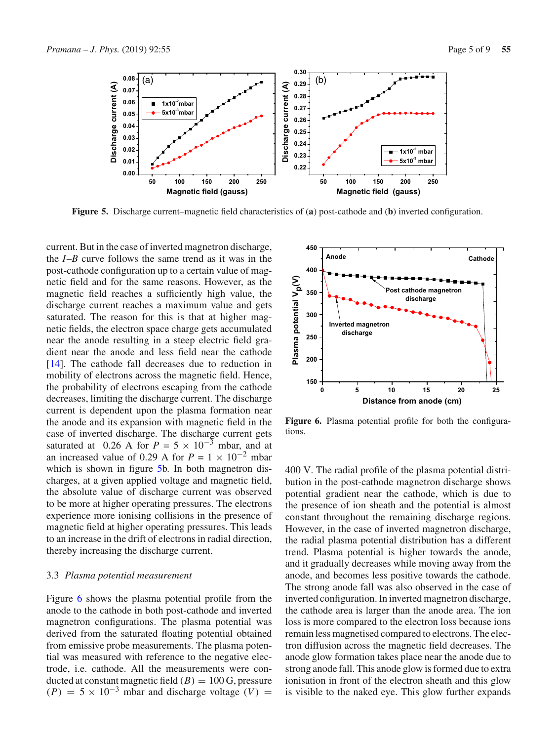Figure 5. Discharge current–magnetic field characteristics of (**a**) post-cathode and (**b**) inverted configuration.

current. But in the case of inverted magnetron discharge, the $I$–$B$ curve follows the same trend as it was in the post-cathode configuration up to a certain value of magnetic field and for the same reasons. However, as the magnetic field reaches a sufficiently high value, the discharge current reaches a maximum value and gets saturated. The reason for this is that at higher magnetic fields, the electron space charge gets accumulated near the anode resulting in a steep electric field gradient near the anode and less field near the cathode [14]. The cathode fall decreases due to reduction in mobility of electrons across the magnetic field. Hence, the probability of electrons escaping from the cathode decreases, limiting the discharge current. The discharge current is dependent upon the plasma formation near the anode and its expansion with magnetic field in the case of inverted discharge. The discharge current gets saturated at 0.26 A for $P = 5 \times 10^{-3}$ mbar, and at an increased value of 0.29 A for $P = 1 \times 10^{-2}$ mbar which is shown in figure 5b. In both magnetron discharges, at a given applied voltage and magnetic field, the absolute value of discharge current was observed to be more at higher operating pressures. The electrons experience more ionising collisions in the presence of magnetic field at higher operating pressures. This leads to an increase in the drift of electrons in radial direction, thereby increasing the discharge current.

### 3.3 *Plasma potential measurement*

Figure 6 shows the plasma potential profile from the anode to the cathode in both post-cathode and inverted magnetron configurations. The plasma potential was derived from the saturated floating potential obtained from emissive probe measurements. The plasma potential was measured with reference to the negative electrode, i.e. cathode. All the measurements were conducted at constant magnetic field ($B$) = 100 G, pressure ($P$) = $5 \times 10^{-3}$ mbar and discharge voltage ($V$) = 400 V. The radial profile of the plasma potential distribution in the post-cathode magnetron discharge shows potential gradient near the cathode, which is due to the presence of ion sheath and the potential is almost constant throughout the remaining discharge regions. However, in the case of inverted magnetron discharge, the radial plasma potential distribution has a different trend. Plasma potential is higher towards the anode, and it gradually decreases while moving away from the anode, and becomes less positive towards the cathode. The strong anode fall was also observed in the case of inverted configuration. In inverted magnetron discharge, the cathode area is larger than the anode area. The ion loss is more compared to the electron loss because ions remain less magnetised compared to electrons. The electron diffusion across the magnetic field decreases. The anode glow formation takes place near the anode due to strong anode fall. This anode glow is formed due to extra ionisation in front of the electron sheath and this glow is visible to the naked eye. This glow further expands

Figure 6. Plasma potential profile for both the configurations.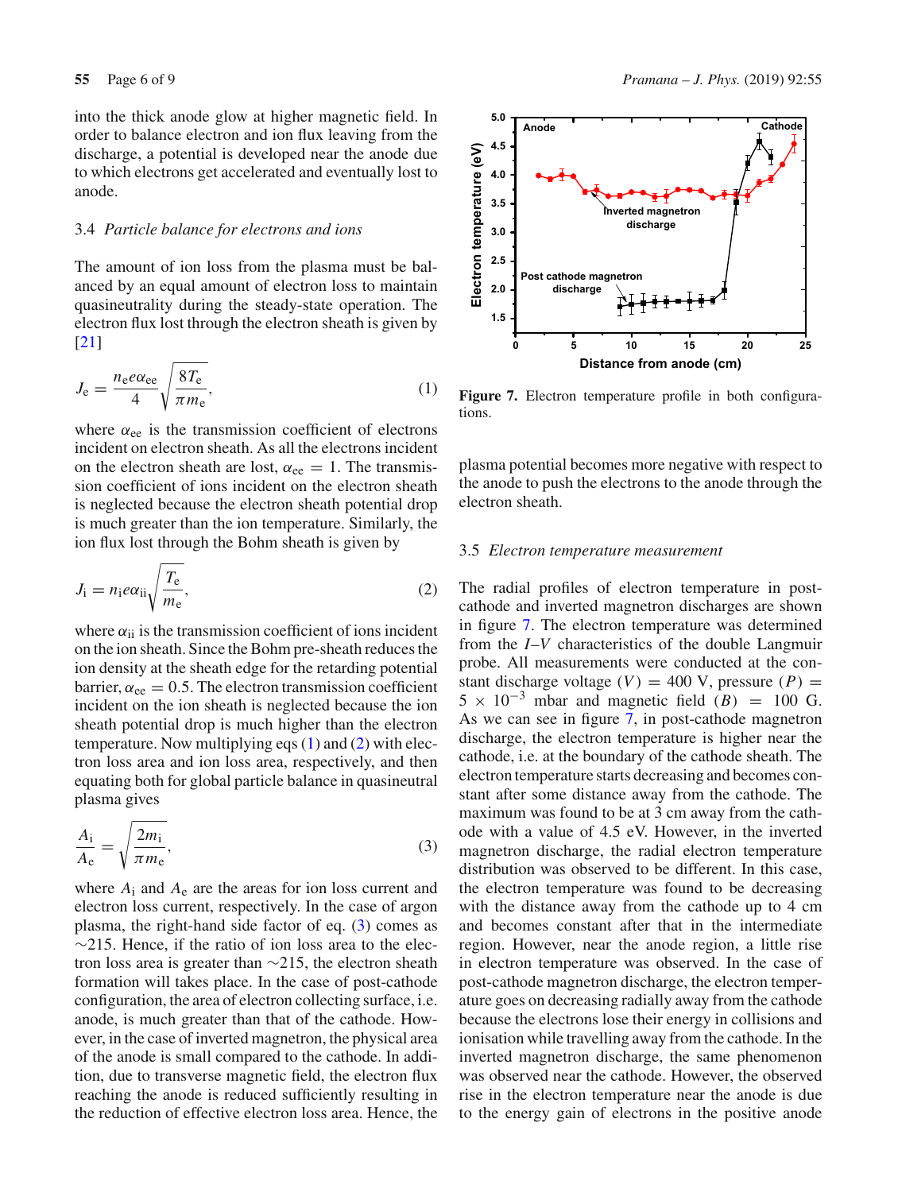into the thick anode glow at higher magnetic field. In order to balance electron and ion flux leaving from the discharge, a potential is developed near the anode due to which electrons get accelerated and eventually lost to anode.

### 3.4 *Particle balance for electrons and ions*

The amount of ion loss from the plasma must be balanced by an equal amount of electron loss to maintain quasineutrality during the steady-state operation. The electron flux lost through the electron sheath is given by [21]

$$J_\mathrm{e} = \frac{n_\mathrm{e} e \alpha_\mathrm{ee}}{4}\sqrt{\frac{8T_\mathrm{e}}{\pi m_\mathrm{e}}}, \tag{1}$$

where $\alpha_{ee}$ is the transmission coefficient of electrons incident on electron sheath. As all the electrons incident on the electron sheath are lost, $\alpha_{ee} = 1$. The transmission coefficient of ions incident on the electron sheath is neglected because the electron sheath potential drop is much greater than the ion temperature. Similarly, the ion flux lost through the Bohm sheath is given by

$$J_\mathrm{i} = n_\mathrm{i} e \alpha_\mathrm{ii}\sqrt{\frac{T_\mathrm{e}}{m_\mathrm{e}}}, \tag{2}$$

where $\alpha_{ii}$ is the transmission coefficient of ions incident on the ion sheath. Since the Bohm pre-sheath reduces the ion density at the sheath edge for the retarding potential barrier, $\alpha_{ee} = 0.5$. The electron transmission coefficient incident on the ion sheath is neglected because the ion sheath potential drop is much higher than the electron temperature. Now multiplying eqs (1) and (2) with electron loss area and ion loss area, respectively, and then equating both for global particle balance in quasineutral plasma gives

$$\frac{A_\mathrm{i}}{A_\mathrm{e}} = \sqrt{\frac{2m_\mathrm{i}}{\pi m_\mathrm{e}}}, \tag{3}$$

where $A_i$ and $A_e$ are the areas for ion loss current and electron loss current, respectively. In the case of argon plasma, the right-hand side factor of eq. (3) comes as ~215. Hence, if the ratio of ion loss area to the electron loss area is greater than ~215, the electron sheath formation will takes place. In the case of post-cathode configuration, the area of electron collecting surface, i.e. anode, is much greater than that of the cathode. However, in the case of inverted magnetron, the physical area of the anode is small compared to the cathode. In addition, due to transverse magnetic field, the electron flux reaching the anode is reduced sufficiently resulting in the reduction of effective electron loss area. Hence, the plasma potential becomes more negative with respect to the anode to push the electrons to the anode through the electron sheath.

**Figure 7.** Electron temperature profile in both configurations.

### 3.5 *Electron temperature measurement*

The radial profiles of electron temperature in post-cathode and inverted magnetron discharges are shown in figure 7. The electron temperature was determined from the $I$–$V$ characteristics of the double Langmuir probe. All measurements were conducted at the constant discharge voltage $(V) = 400$ V, pressure $(P) = 5 \times 10^{-3}$ mbar and magnetic field $(B) = 100$ G. As we can see in figure 7, in post-cathode magnetron discharge, the electron temperature is higher near the cathode, i.e. at the boundary of the cathode sheath. The electron temperature starts decreasing and becomes constant after some distance away from the cathode. The maximum was found to be at 3 cm away from the cathode with a value of 4.5 eV. However, in the inverted magnetron discharge, the radial electron temperature distribution was observed to be different. In this case, the electron temperature was found to be decreasing with the distance away from the cathode up to 4 cm and becomes constant after that in the intermediate region. However, near the anode region, a little rise in electron temperature was observed. In the case of post-cathode magnetron discharge, the electron temperature goes on decreasing radially away from the cathode because the electrons lose their energy in collisions and ionisation while travelling away from the cathode. In the inverted magnetron discharge, the same phenomenon was observed near the cathode. However, the observed rise in the electron temperature near the anode is due to the energy gain of electrons in the positive anode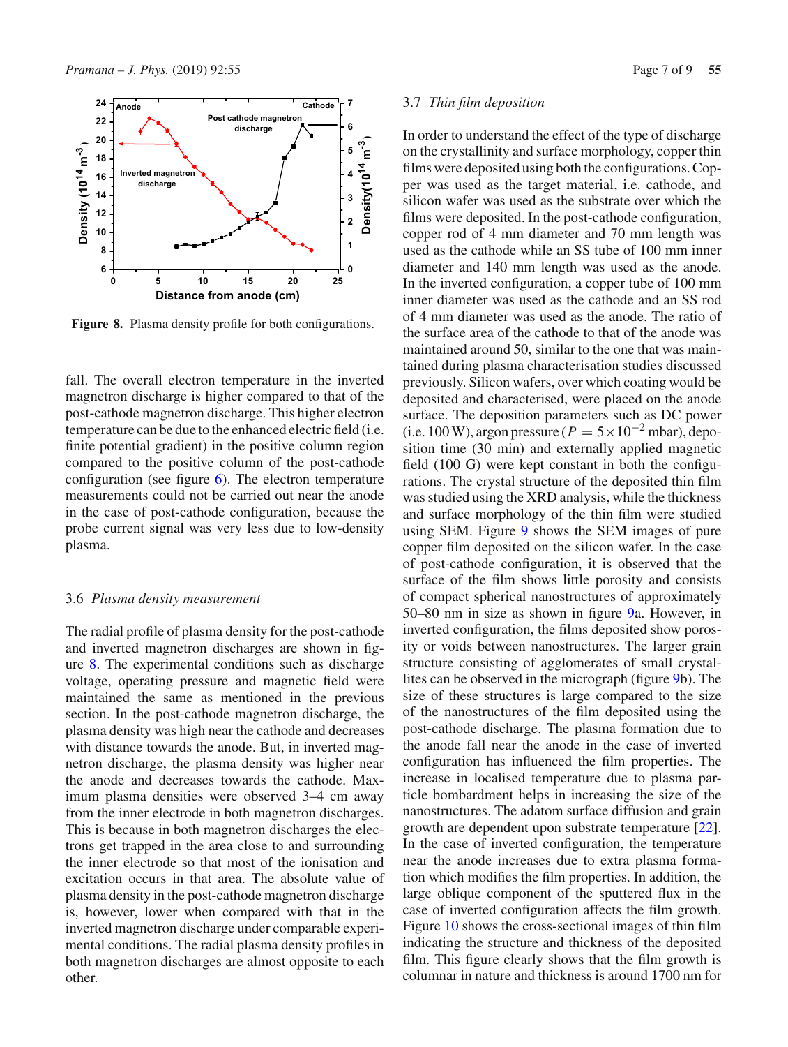Figure 8. Plasma density profile for both configurations.

fall. The overall electron temperature in the inverted magnetron discharge is higher compared to that of the post-cathode magnetron discharge. This higher electron temperature can be due to the enhanced electric field (i.e. finite potential gradient) in the positive column region compared to the positive column of the post-cathode configuration (see figure 6). The electron temperature measurements could not be carried out near the anode in the case of post-cathode configuration, because the probe current signal was very less due to low-density plasma.

### 3.6 *Plasma density measurement*

The radial profile of plasma density for the post-cathode and inverted magnetron discharges are shown in figure 8. The experimental conditions such as discharge voltage, operating pressure and magnetic field were maintained the same as mentioned in the previous section. In the post-cathode magnetron discharge, the plasma density was high near the cathode and decreases with distance towards the anode. But, in inverted magnetron discharge, the plasma density was higher near the anode and decreases towards the cathode. Maximum plasma densities were observed 3–4 cm away from the inner electrode in both magnetron discharges. This is because in both magnetron discharges the electrons get trapped in the area close to and surrounding the inner electrode so that most of the ionisation and excitation occurs in that area. The absolute value of plasma density in the post-cathode magnetron discharge is, however, lower when compared with that in the inverted magnetron discharge under comparable experimental conditions. The radial plasma density profiles in both magnetron discharges are almost opposite to each other.

### 3.7 *Thin film deposition*

In order to understand the effect of the type of discharge on the crystallinity and surface morphology, copper thin films were deposited using both the configurations. Copper was used as the target material, i.e. cathode, and silicon wafer was used as the substrate over which the films were deposited. In the post-cathode configuration, copper rod of 4 mm diameter and 70 mm length was used as the cathode while an SS tube of 100 mm inner diameter and 140 mm length was used as the anode. In the inverted configuration, a copper tube of 100 mm inner diameter was used as the cathode and an SS rod of 4 mm diameter was used as the anode. The ratio of the surface area of the cathode to that of the anode was maintained around 50, similar to the one that was maintained during plasma characterisation studies discussed previously. Silicon wafers, over which coating would be deposited and characterised, were placed on the anode surface. The deposition parameters such as DC power (i.e. 100 W), argon pressure ($P = 5 \times 10^{-2}$ mbar), deposition time (30 min) and externally applied magnetic field (100 G) were kept constant in both the configurations. The crystal structure of the deposited thin film was studied using the XRD analysis, while the thickness and surface morphology of the thin film were studied using SEM. Figure 9 shows the SEM images of pure copper film deposited on the silicon wafer. In the case of post-cathode configuration, it is observed that the surface of the film shows little porosity and consists of compact spherical nanostructures of approximately 50–80 nm in size as shown in figure 9a. However, in inverted configuration, the films deposited show porosity or voids between nanostructures. The larger grain structure consisting of agglomerates of small crystallites can be observed in the micrograph (figure 9b). The size of these structures is large compared to the size of the nanostructures of the film deposited using the post-cathode discharge. The plasma formation due to the anode fall near the anode in the case of inverted configuration has influenced the film properties. The increase in localised temperature due to plasma particle bombardment helps in increasing the size of the nanostructures. The adatom surface diffusion and grain growth are dependent upon substrate temperature [22]. In the case of inverted configuration, the temperature near the anode increases due to extra plasma formation which modifies the film properties. In addition, the large oblique component of the sputtered flux in the case of inverted configuration affects the film growth. Figure 10 shows the cross-sectional images of thin film indicating the structure and thickness of the deposited film. This figure clearly shows that the film growth is columnar in nature and thickness is around 1700 nm for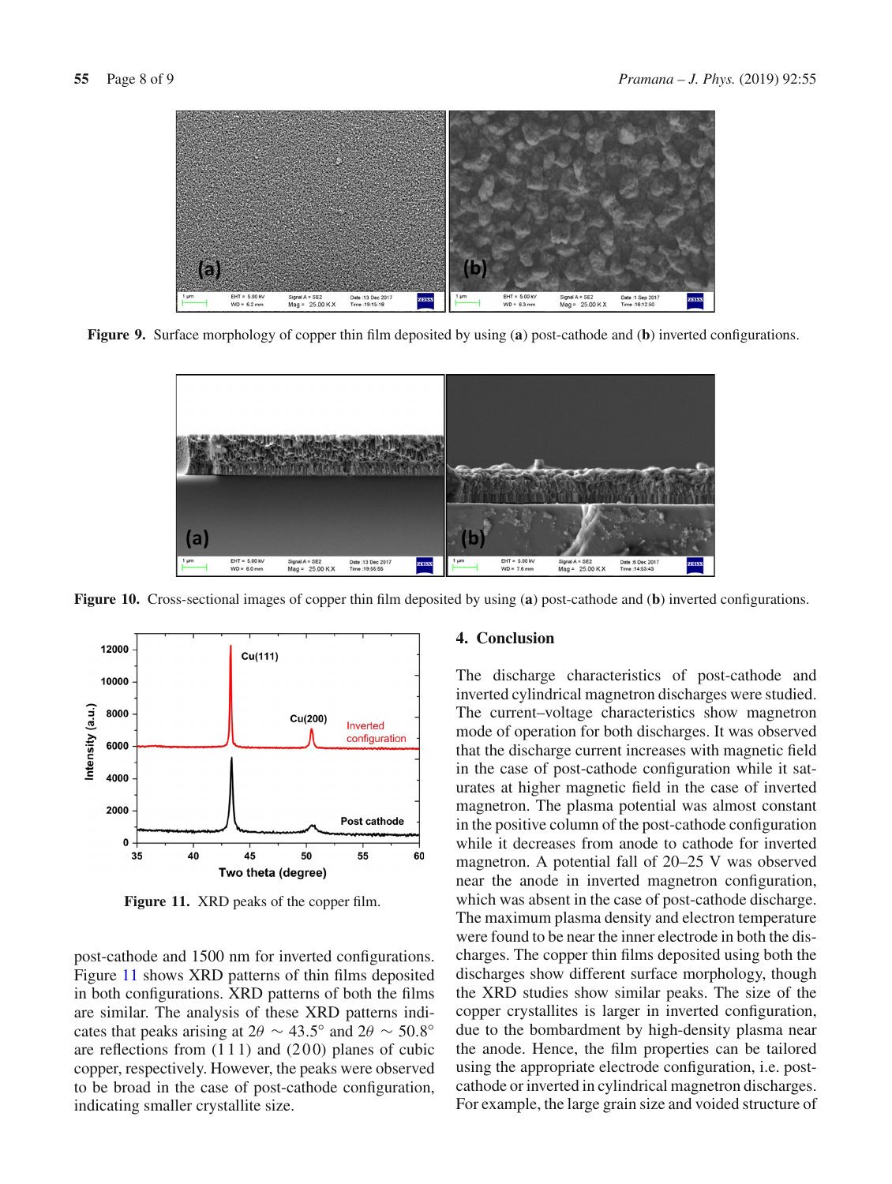Figure 9. Surface morphology of copper thin film deposited by using (**a**) post-cathode and (**b**) inverted configurations.

Figure 10. Cross-sectional images of copper thin film deposited by using (**a**) post-cathode and (**b**) inverted configurations.

Figure 11. XRD peaks of the copper film.

post-cathode and 1500 nm for inverted configurations. Figure 11 shows XRD patterns of thin films deposited in both configurations. XRD patterns of both the films are similar. The analysis of these XRD patterns indicates that peaks arising at $2\theta \sim 43.5^\circ$ and $2\theta \sim 50.8^\circ$ are reflections from (1 1 1) and (2 0 0) planes of cubic copper, respectively. However, the peaks were observed to be broad in the case of post-cathode configuration, indicating smaller crystallite size.

## 4. Conclusion

The discharge characteristics of post-cathode and inverted cylindrical magnetron discharges were studied. The current–voltage characteristics show magnetron mode of operation for both discharges. It was observed that the discharge current increases with magnetic field in the case of post-cathode configuration while it saturates at higher magnetic field in the case of inverted magnetron. The plasma potential was almost constant in the positive column of the post-cathode configuration while it decreases from anode to cathode for inverted magnetron. A potential fall of 20–25 V was observed near the anode in inverted magnetron configuration, which was absent in the case of post-cathode discharge. The maximum plasma density and electron temperature were found to be near the inner electrode in both the discharges. The copper thin films deposited using both the discharges show different surface morphology, though the XRD studies show similar peaks. The size of the copper crystallites is larger in inverted configuration, due to the bombardment by high-density plasma near the anode. Hence, the film properties can be tailored using the appropriate electrode configuration, i.e. post-cathode or inverted in cylindrical magnetron discharges. For example, the large grain size and voided structure of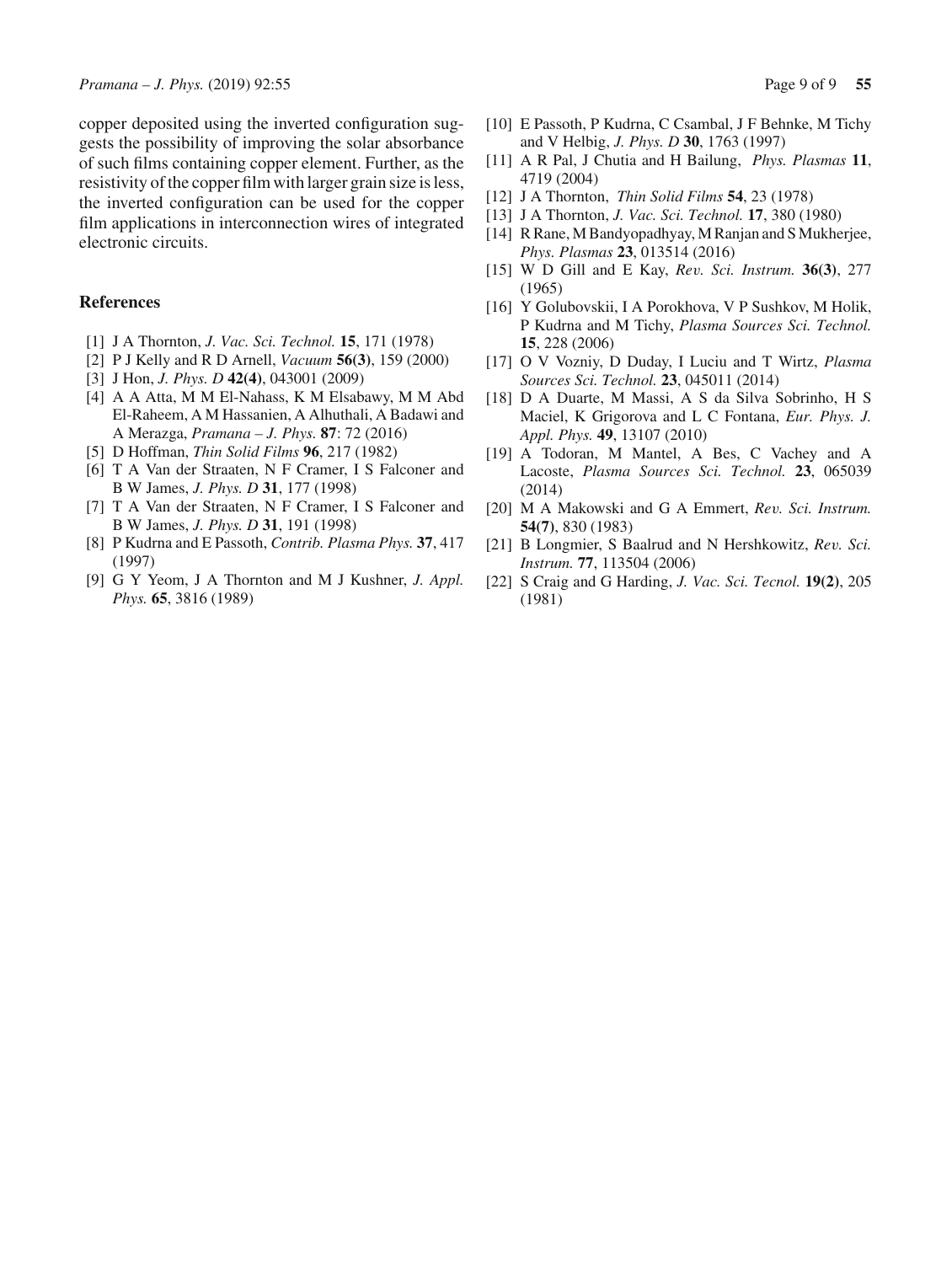copper deposited using the inverted configuration suggests the possibility of improving the solar absorbance of such films containing copper element. Further, as the resistivity of the copper film with larger grain size is less, the inverted configuration can be used for the copper film applications in interconnection wires of integrated electronic circuits.

## References

[1] J A Thornton, *J. Vac. Sci. Technol.* **15**, 171 (1978)

[2] P J Kelly and R D Arnell, *Vacuum* **56(3)**, 159 (2000)

[3] J Hon, *J. Phys. D* **42(4)**, 043001 (2009)

[4] A A Atta, M M El-Nahass, K M Elsabawy, M M Abd El-Raheem, A M Hassanien, A Alhuthali, A Badawi and A Merazga, *Pramana – J. Phys.* **87**: 72 (2016)

[5] D Hoffman, *Thin Solid Films* **96**, 217 (1982)

[6] T A Van der Straaten, N F Cramer, I S Falconer and B W James, *J. Phys. D* **31**, 177 (1998)

[7] T A Van der Straaten, N F Cramer, I S Falconer and B W James, *J. Phys. D* **31**, 191 (1998)

[8] P Kudrna and E Passoth, *Contrib. Plasma Phys.* **37**, 417 (1997)

[9] G Y Yeom, J A Thornton and M J Kushner, *J. Appl. Phys.* **65**, 3816 (1989)

[10] E Passoth, P Kudrna, C Csambal, J F Behnke, M Tichy and V Helbig, *J. Phys. D* **30**, 1763 (1997)

[11] A R Pal, J Chutia and H Bailung, *Phys. Plasmas* **11**, 4719 (2004)

[12] J A Thornton, *Thin Solid Films* **54**, 23 (1978)

[13] J A Thornton, *J. Vac. Sci. Technol.* **17**, 380 (1980)

[14] R Rane, M Bandyopadhyay, M Ranjan and S Mukherjee, *Phys. Plasmas* **23**, 013514 (2016)

[15] W D Gill and E Kay, *Rev. Sci. Instrum.* **36(3)**, 277 (1965)

[16] Y Golubovskii, I A Porokhova, V P Sushkov, M Holik, P Kudrna and M Tichy, *Plasma Sources Sci. Technol.* **15**, 228 (2006)

[17] O V Vozniy, D Duday, I Luciu and T Wirtz, *Plasma Sources Sci. Technol.* **23**, 045011 (2014)

[18] D A Duarte, M Massi, A S da Silva Sobrinho, H S Maciel, K Grigorova and L C Fontana, *Eur. Phys. J. Appl. Phys.* **49**, 13107 (2010)

[19] A Todoran, M Mantel, A Bes, C Vachey and A Lacoste, *Plasma Sources Sci. Technol.* **23**, 065039 (2014)

[20] M A Makowski and G A Emmert, *Rev. Sci. Instrum.* **54(7)**, 830 (1983)

[21] B Longmier, S Baalrud and N Hershkowitz, *Rev. Sci. Instrum.* **77**, 113504 (2006)

[22] S Craig and G Harding, *J. Vac. Sci. Tecnol.* **19(2)**, 205 (1981)